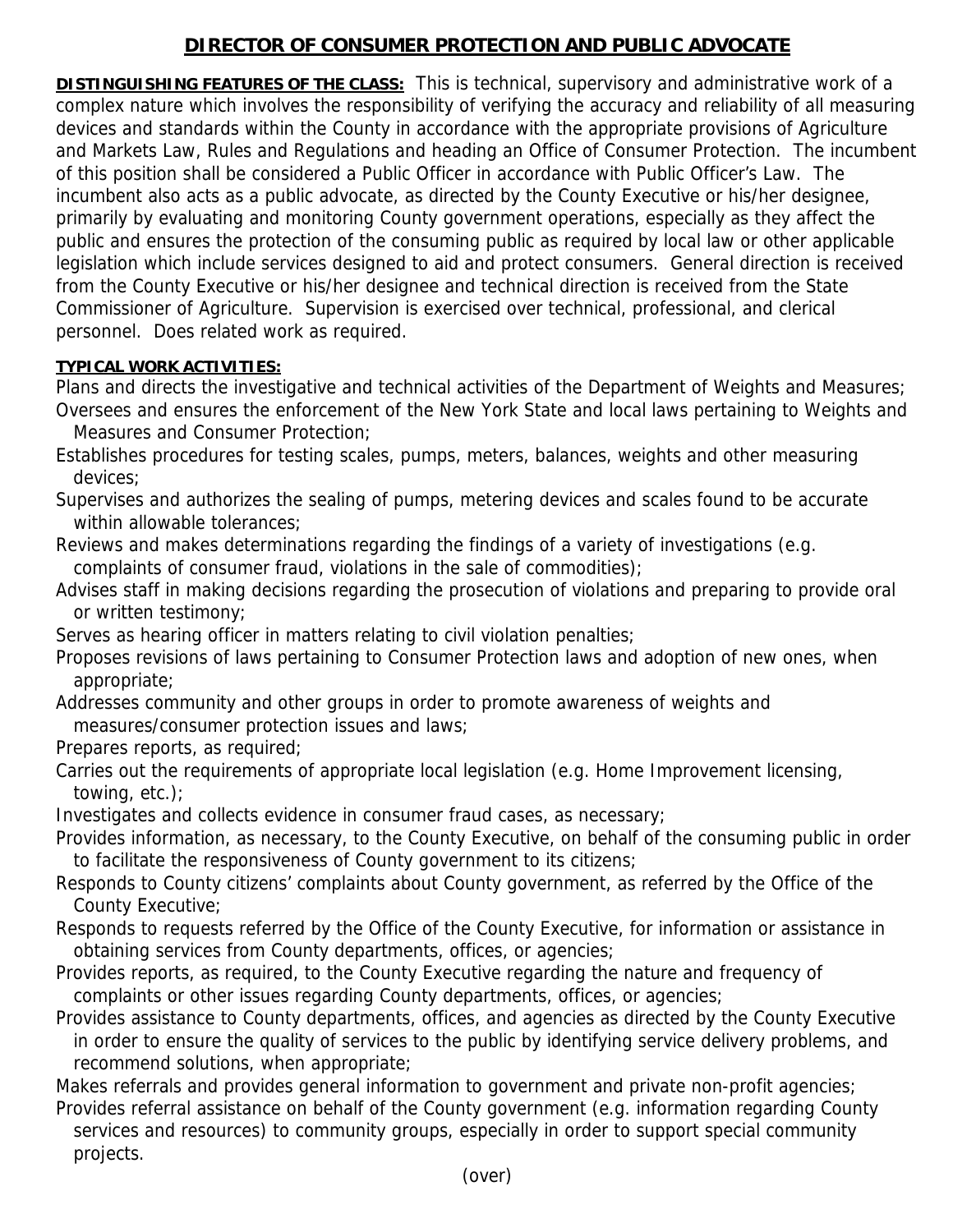# DIRECTOR OF CONSUMER PROTECTION AND PUBLIC ADVOCATE

**DISTINGUISHING FEATURES OF THE CLASS:** This is technical, supervisory and administrative work of a complex nature which involves the responsibility of verifying the accuracy and reliability of all measuring devices and standards within the County in accordance with the appropriate provisions of Agriculture and Markets Law, Rules and Regulations and heading an Office of Consumer Protection. The incumbent of this position shall be considered a Public Officer in accordance with Public Officer's Law. The incumbent also acts as a public advocate, as directed by the County Executive or his/her designee, primarily by evaluating and monitoring County government operations, especially as they affect the public and ensures the protection of the consuming public as required by local law or other applicable legislation which include services designed to aid and protect consumers. General direction is received from the County Executive or his/her designee and technical direction is received from the State Commissioner of Agriculture. Supervision is exercised over technical, professional, and clerical personnel. Does related work as required.

**TYPICAL WORK ACTIVITIES:**

Plans and directs the investigative and technical activities of the Department of Weights and Measures;

Oversees and ensures the enforcement of the New York State and local laws pertaining to Weights and Measures and Consumer Protection;

Establishes procedures for testing scales, pumps, meters, balances, weights and other measuring devices;

Supervises and authorizes the sealing of pumps, metering devices and scales found to be accurate within allowable tolerances;

Reviews and makes determinations regarding the findings of a variety of investigations (e.g. complaints of consumer fraud, violations in the sale of commodities);

Advises staff in making decisions regarding the prosecution of violations and preparing to provide oral or written testimony;

Serves as hearing officer in matters relating to civil violation penalties;

Proposes revisions of laws pertaining to Consumer Protection laws and adoption of new ones, when appropriate;

Addresses community and other groups in order to promote awareness of weights and measures/consumer protection issues and laws;

Prepares reports, as required;

Carries out the requirements of appropriate local legislation (e.g. Home Improvement licensing, towing, etc.);

Investigates and collects evidence in consumer fraud cases, as necessary;

Provides information, as necessary, to the County Executive, on behalf of the consuming public in order to facilitate the responsiveness of County government to its citizens;

Responds to County citizens' complaints about County government, as referred by the Office of the County Executive;

Responds to requests referred by the Office of the County Executive, for information or assistance in obtaining services from County departments, offices, or agencies;

Provides reports, as required, to the County Executive regarding the nature and frequency of complaints or other issues regarding County departments, offices, or agencies;

Provides assistance to County departments, offices, and agencies as directed by the County Executive in order to ensure the quality of services to the public by identifying service delivery problems, and recommend solutions, when appropriate;

Makes referrals and provides general information to government and private non-profit agencies;

Provides referral assistance on behalf of the County government (e.g. information regarding County services and resources) to community groups, especially in order to support special community projects.

(over)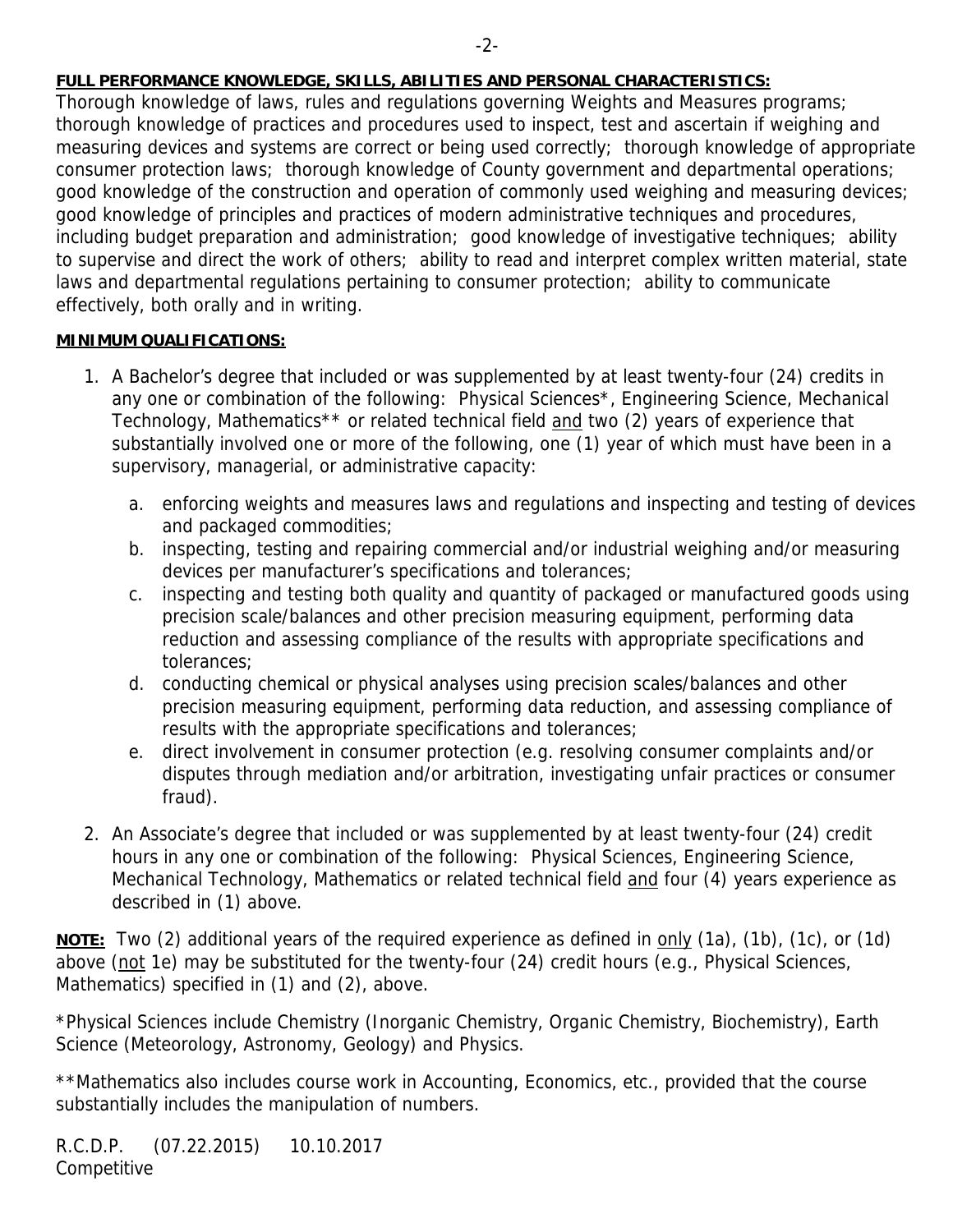**FULL PERFORMANCE KNOWLEDGE, SKILLS, ABILITIES AND PERSONAL CHARACTERISTICS:**

Thorough knowledge of laws, rules and regulations governing Weights and Measures programs; thorough knowledge of practices and procedures used to inspect, test and ascertain if weighing and measuring devices and systems are correct or being used correctly; thorough knowledge of appropriate consumer protection laws; thorough knowledge of County government and departmental operations; good knowledge of the construction and operation of commonly used weighing and measuring devices; good knowledge of principles and practices of modern administrative techniques and procedures, including budget preparation and administration; good knowledge of investigative techniques; ability to supervise and direct the work of others; ability to read and interpret complex written material, state laws and departmental regulations pertaining to consumer protection; ability to communicate effectively, both orally and in writing.

**MINIMUM QUALIFICATIONS:**

1. A Bachelor's degree that included or was supplemented by at least twenty-four (24) credits in any one or combination of the following: Physical Sciences*, Engineering Science, Mechanical Technology, Mathematics** or related technical field <u>and</u> two (2) years of experience that substantially involved one or more of the following, one (1) year of which must have been in a supervisory, managerial, or administrative capacity:

   a. enforcing weights and measures laws and regulations and inspecting and testing of devices and packaged commodities;

   b. inspecting, testing and repairing commercial and/or industrial weighing and/or measuring devices per manufacturer's specifications and tolerances;

   c. inspecting and testing both quality and quantity of packaged or manufactured goods using precision scale/balances and other precision measuring equipment, performing data reduction and assessing compliance of the results with appropriate specifications and tolerances;

   d. conducting chemical or physical analyses using precision scales/balances and other precision measuring equipment, performing data reduction, and assessing compliance of results with the appropriate specifications and tolerances;

   e. direct involvement in consumer protection (e.g. resolving consumer complaints and/or disputes through mediation and/or arbitration, investigating unfair practices or consumer fraud).

2. An Associate's degree that included or was supplemented by at least twenty-four (24) credit hours in any one or combination of the following: Physical Sciences, Engineering Science, Mechanical Technology, Mathematics or related technical field <u>and</u> four (4) years experience as described in (1) above.

**<u>NOTE:</u>** Two (2) additional years of the required experience as defined in <u>only</u> (1a), (1b), (1c), or (1d) above (<u>not</u> 1e) may be substituted for the twenty-four (24) credit hours (e.g., Physical Sciences, Mathematics) specified in (1) and (2), above.

*Physical Sciences include Chemistry (Inorganic Chemistry, Organic Chemistry, Biochemistry), Earth Science (Meteorology, Astronomy, Geology) and Physics.

**Mathematics also includes course work in Accounting, Economics, etc., provided that the course substantially includes the manipulation of numbers.

R.C.D.P. (07.22.2015) 10.10.2017
Competitive